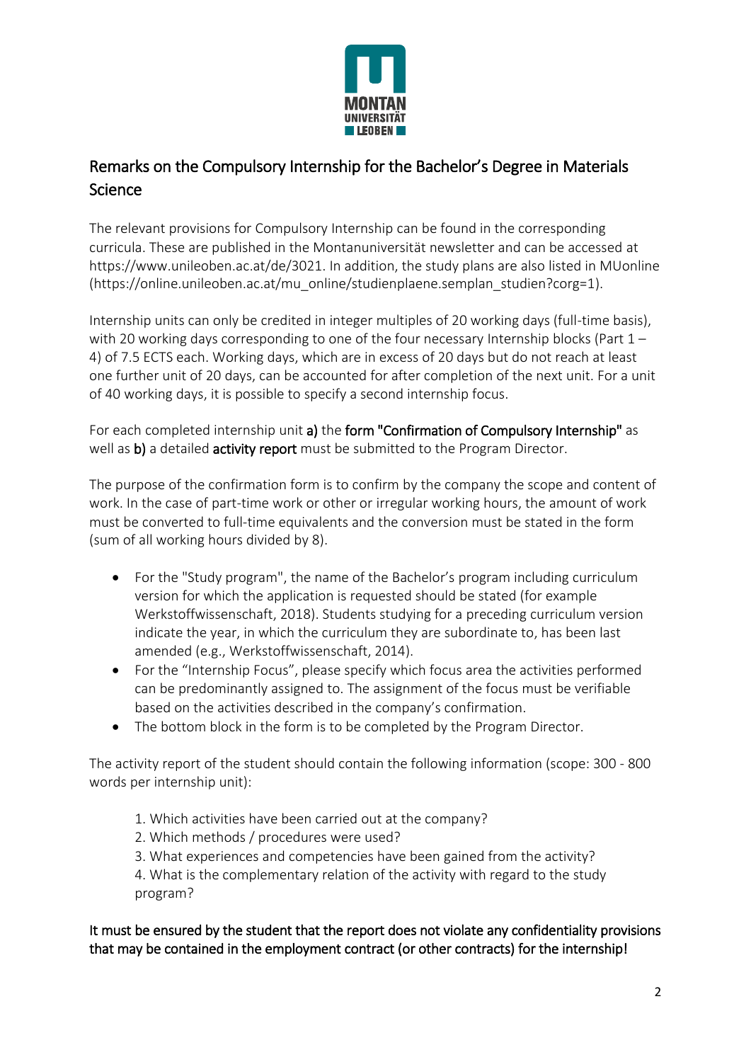# Remarks on the Compulsory Internship for the Bachelor's Degree in Materials Science

The relevant provisions for Compulsory Internship can be found in the corresponding curricula. These are published in the Montanuniversität newsletter and can be accessed at https://www.unileoben.ac.at/de/3021. In addition, the study plans are also listed in MUonline (https://online.unileoben.ac.at/mu_online/studienplaene.semplan_studien?corg=1).

Internship units can only be credited in integer multiples of 20 working days (full-time basis), with 20 working days corresponding to one of the four necessary Internship blocks (Part 1 – 4) of 7.5 ECTS each. Working days, which are in excess of 20 days but do not reach at least one further unit of 20 days, can be accounted for after completion of the next unit. For a unit of 40 working days, it is possible to specify a second internship focus.

For each completed internship unit **a)** the **form "Confirmation of Compulsory Internship"** as well as **b)** a detailed **activity report** must be submitted to the Program Director.

The purpose of the confirmation form is to confirm by the company the scope and content of work. In the case of part-time work or other or irregular working hours, the amount of work must be converted to full-time equivalents and the conversion must be stated in the form (sum of all working hours divided by 8).

- For the "Study program", the name of the Bachelor's program including curriculum version for which the application is requested should be stated (for example Werkstoffwissenschaft, 2018). Students studying for a preceding curriculum version indicate the year, in which the curriculum they are subordinate to, has been last amended (e.g., Werkstoffwissenschaft, 2014).
- For the "Internship Focus", please specify which focus area the activities performed can be predominantly assigned to. The assignment of the focus must be verifiable based on the activities described in the company's confirmation.
- The bottom block in the form is to be completed by the Program Director.

The activity report of the student should contain the following information (scope: 300 - 800 words per internship unit):

1. Which activities have been carried out at the company?
2. Which methods / procedures were used?
3. What experiences and competencies have been gained from the activity?
4. What is the complementary relation of the activity with regard to the study program?

**It must be ensured by the student that the report does not violate any confidentiality provisions that may be contained in the employment contract (or other contracts) for the internship!**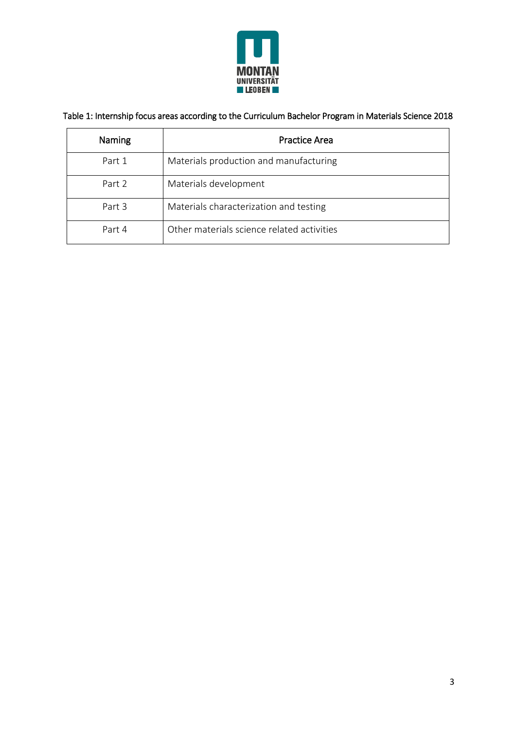Table 1: Internship focus areas according to the Curriculum Bachelor Program in Materials Science 2018

| Naming | Practice Area |
|---|---|
| Part 1 | Materials production and manufacturing |
| Part 2 | Materials development |
| Part 3 | Materials characterization and testing |
| Part 4 | Other materials science related activities |